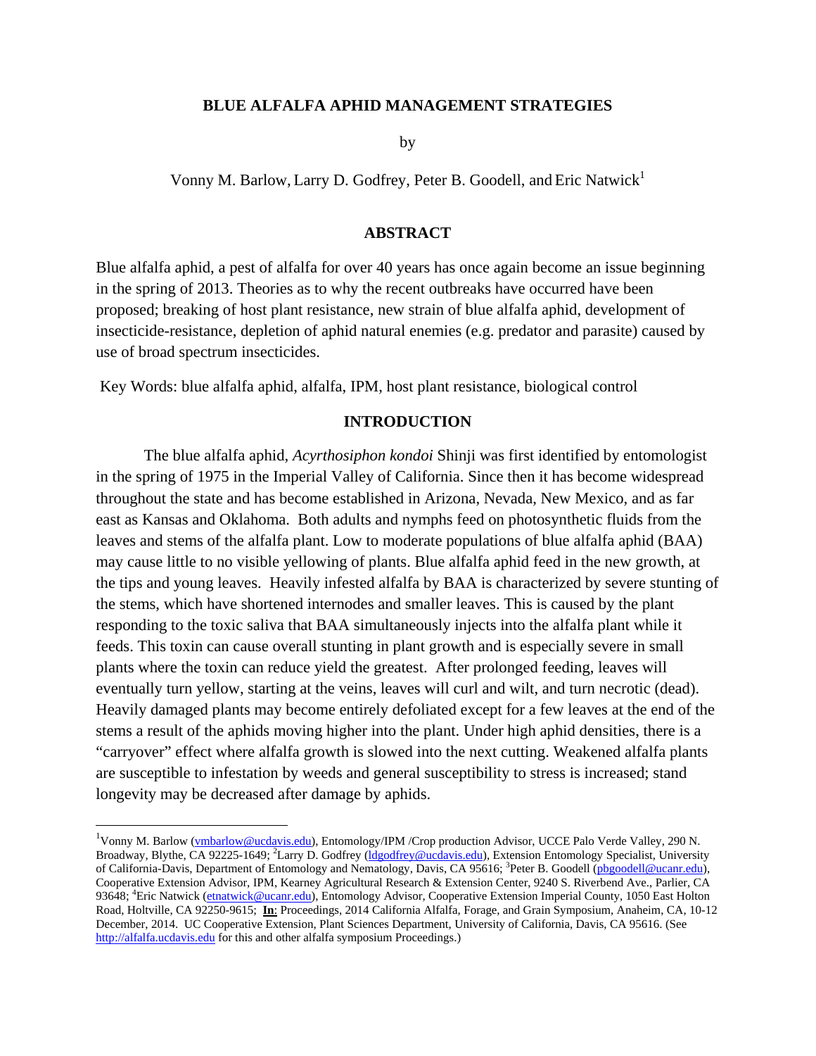# BLUE ALFALFA APHID MANAGEMENT STRATEGIES

by

Vonny M. Barlow, Larry D. Godfrey, Peter B. Goodell, and Eric Natwick[1]

## ABSTRACT

Blue alfalfa aphid, a pest of alfalfa for over 40 years has once again become an issue beginning in the spring of 2013. Theories as to why the recent outbreaks have occurred have been proposed; breaking of host plant resistance, new strain of blue alfalfa aphid, development of insecticide-resistance, depletion of aphid natural enemies (e.g. predator and parasite) caused by use of broad spectrum insecticides.

Key Words: blue alfalfa aphid, alfalfa, IPM, host plant resistance, biological control

## INTRODUCTION

The blue alfalfa aphid, *Acyrthosiphon kondoi* Shinji was first identified by entomologist in the spring of 1975 in the Imperial Valley of California. Since then it has become widespread throughout the state and has become established in Arizona, Nevada, New Mexico, and as far east as Kansas and Oklahoma. Both adults and nymphs feed on photosynthetic fluids from the leaves and stems of the alfalfa plant. Low to moderate populations of blue alfalfa aphid (BAA) may cause little to no visible yellowing of plants. Blue alfalfa aphid feed in the new growth, at the tips and young leaves. Heavily infested alfalfa by BAA is characterized by severe stunting of the stems, which have shortened internodes and smaller leaves. This is caused by the plant responding to the toxic saliva that BAA simultaneously injects into the alfalfa plant while it feeds. This toxin can cause overall stunting in plant growth and is especially severe in small plants where the toxin can reduce yield the greatest. After prolonged feeding, leaves will eventually turn yellow, starting at the veins, leaves will curl and wilt, and turn necrotic (dead). Heavily damaged plants may become entirely defoliated except for a few leaves at the end of the stems a result of the aphids moving higher into the plant. Under high aphid densities, there is a "carryover" effect where alfalfa growth is slowed into the next cutting. Weakened alfalfa plants are susceptible to infestation by weeds and general susceptibility to stress is increased; stand longevity may be decreased after damage by aphids.

---

[1]Vonny M. Barlow (vmbarlow@ucdavis.edu), Entomology/IPM /Crop production Advisor, UCCE Palo Verde Valley, 290 N. Broadway, Blythe, CA 92225-1649; [2]Larry D. Godfrey (ldgodfrey@ucdavis.edu), Extension Entomology Specialist, University of California-Davis, Department of Entomology and Nematology, Davis, CA 95616; [3]Peter B. Goodell (pbgoodell@ucanr.edu), Cooperative Extension Advisor, IPM, Kearney Agricultural Research & Extension Center, 9240 S. Riverbend Ave., Parlier, CA 93648; [4]Eric Natwick (etnatwick@ucanr.edu), Entomology Advisor, Cooperative Extension Imperial County, 1050 East Holton Road, Holtville, CA 92250-9615; **In**: Proceedings, 2014 California Alfalfa, Forage, and Grain Symposium, Anaheim, CA, 10-12 December, 2014. UC Cooperative Extension, Plant Sciences Department, University of California, Davis, CA 95616. (See http://alfalfa.ucdavis.edu for this and other alfalfa symposium Proceedings.)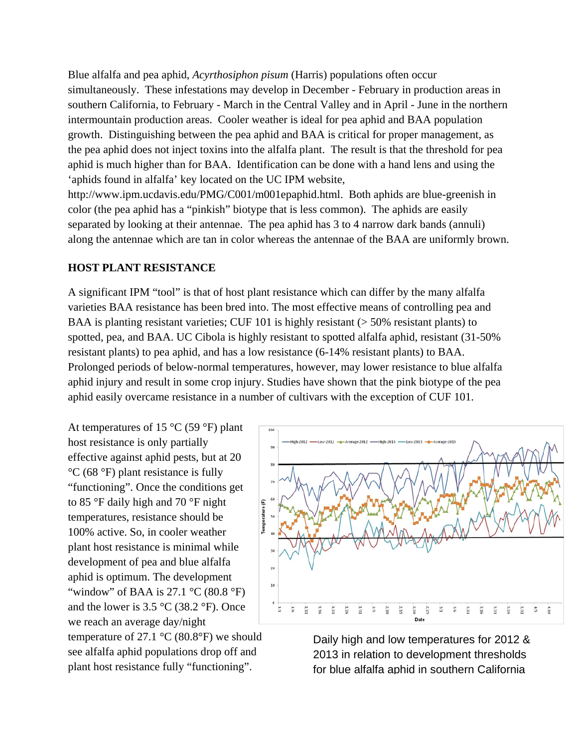Blue alfalfa and pea aphid, *Acyrthosiphon pisum* (Harris) populations often occur simultaneously. These infestations may develop in December - February in production areas in southern California, to February - March in the Central Valley and in April - June in the northern intermountain production areas. Cooler weather is ideal for pea aphid and BAA population growth. Distinguishing between the pea aphid and BAA is critical for proper management, as the pea aphid does not inject toxins into the alfalfa plant. The result is that the threshold for pea aphid is much higher than for BAA. Identification can be done with a hand lens and using the 'aphids found in alfalfa' key located on the UC IPM website, http://www.ipm.ucdavis.edu/PMG/C001/m001epaphid.html. Both aphids are blue-greenish in color (the pea aphid has a "pinkish" biotype that is less common). The aphids are easily separated by looking at their antennae. The pea aphid has 3 to 4 narrow dark bands (annuli) along the antennae which are tan in color whereas the antennae of the BAA are uniformly brown.

## HOST PLANT RESISTANCE

A significant IPM "tool" is that of host plant resistance which can differ by the many alfalfa varieties BAA resistance has been bred into. The most effective means of controlling pea and BAA is planting resistant varieties; CUF 101 is highly resistant (> 50% resistant plants) to spotted, pea, and BAA. UC Cibola is highly resistant to spotted alfalfa aphid, resistant (31-50% resistant plants) to pea aphid, and has a low resistance (6-14% resistant plants) to BAA. Prolonged periods of below-normal temperatures, however, may lower resistance to blue alfalfa aphid injury and result in some crop injury. Studies have shown that the pink biotype of the pea aphid easily overcame resistance in a number of cultivars with the exception of CUF 101.

At temperatures of 15 °C (59 °F) plant host resistance is only partially effective against aphid pests, but at 20 °C (68 °F) plant resistance is fully "functioning". Once the conditions get to 85 °F daily high and 70 °F night temperatures, resistance should be 100% active. So, in cooler weather plant host resistance is minimal while development of pea and blue alfalfa aphid is optimum. The development "window" of BAA is 27.1 °C (80.8 °F) and the lower is 3.5 °C (38.2 °F). Once we reach an average day/night temperature of 27.1 °C (80.8°F) we should see alfalfa aphid populations drop off and plant host resistance fully "functioning".

High-2012 Low-2012 Average 2012 High-2013 Low-2013 Average-2013

Temperature (F)

100 90 80 70 60 50 40 30 20 10 0

1/1 1/6 1/11 1/16 1/21 1/26 1/31 2/5 2/10 2/15 2/20 2/25 3/1 3/6 3/11 3/16 3/21 3/26 3/31 4/5 4/10

Date

Daily high and low temperatures for 2012 & 2013 in relation to development thresholds for blue alfalfa aphid in southern California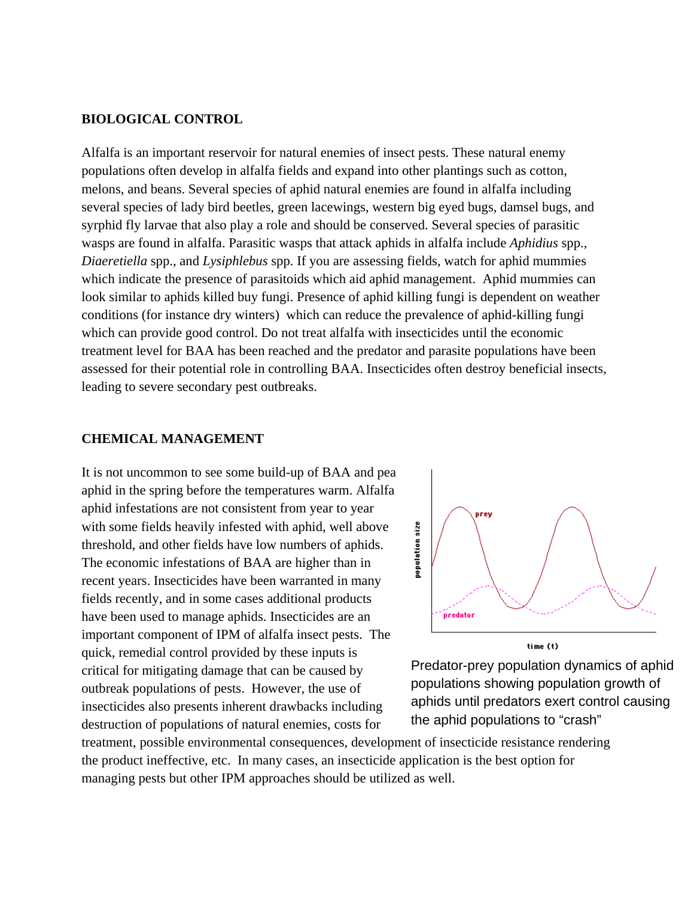## BIOLOGICAL CONTROL

Alfalfa is an important reservoir for natural enemies of insect pests. These natural enemy populations often develop in alfalfa fields and expand into other plantings such as cotton, melons, and beans. Several species of aphid natural enemies are found in alfalfa including several species of lady bird beetles, green lacewings, western big eyed bugs, damsel bugs, and syrphid fly larvae that also play a role and should be conserved. Several species of parasitic wasps are found in alfalfa. Parasitic wasps that attack aphids in alfalfa include *Aphidius* spp., *Diaeretiella* spp., and *Lysiphlebus* spp. If you are assessing fields, watch for aphid mummies which indicate the presence of parasitoids which aid aphid management. Aphid mummies can look similar to aphids killed buy fungi. Presence of aphid killing fungi is dependent on weather conditions (for instance dry winters) which can reduce the prevalence of aphid-killing fungi which can provide good control. Do not treat alfalfa with insecticides until the economic treatment level for BAA has been reached and the predator and parasite populations have been assessed for their potential role in controlling BAA. Insecticides often destroy beneficial insects, leading to severe secondary pest outbreaks.

## CHEMICAL MANAGEMENT

It is not uncommon to see some build-up of BAA and pea aphid in the spring before the temperatures warm. Alfalfa aphid infestations are not consistent from year to year with some fields heavily infested with aphid, well above threshold, and other fields have low numbers of aphids. The economic infestations of BAA are higher than in recent years. Insecticides have been warranted in many fields recently, and in some cases additional products have been used to manage aphids. Insecticides are an important component of IPM of alfalfa insect pests. The quick, remedial control provided by these inputs is critical for mitigating damage that can be caused by outbreak populations of pests. However, the use of insecticides also presents inherent drawbacks including destruction of populations of natural enemies, costs for treatment, possible environmental consequences, development of insecticide resistance rendering the product ineffective, etc. In many cases, an insecticide application is the best option for managing pests but other IPM approaches should be utilized as well.

prey

predator

population size

time (t)

Predator-prey population dynamics of aphid populations showing population growth of aphids until predators exert control causing the aphid populations to "crash"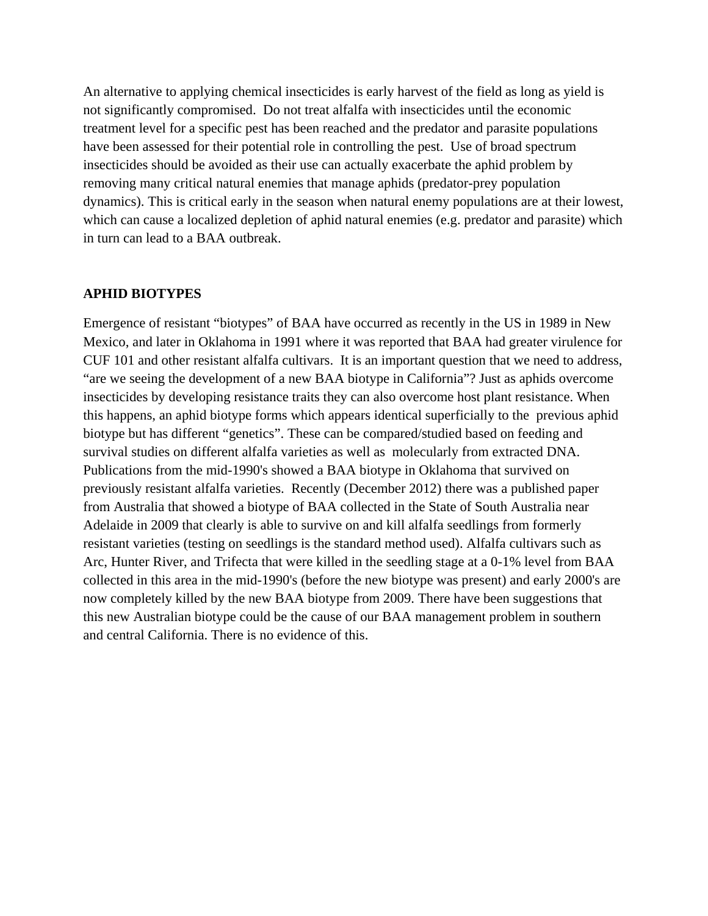An alternative to applying chemical insecticides is early harvest of the field as long as yield is not significantly compromised. Do not treat alfalfa with insecticides until the economic treatment level for a specific pest has been reached and the predator and parasite populations have been assessed for their potential role in controlling the pest. Use of broad spectrum insecticides should be avoided as their use can actually exacerbate the aphid problem by removing many critical natural enemies that manage aphids (predator-prey population dynamics). This is critical early in the season when natural enemy populations are at their lowest, which can cause a localized depletion of aphid natural enemies (e.g. predator and parasite) which in turn can lead to a BAA outbreak.

**APHID BIOTYPES**

Emergence of resistant “biotypes” of BAA have occurred as recently in the US in 1989 in New Mexico, and later in Oklahoma in 1991 where it was reported that BAA had greater virulence for CUF 101 and other resistant alfalfa cultivars. It is an important question that we need to address, “are we seeing the development of a new BAA biotype in California”? Just as aphids overcome insecticides by developing resistance traits they can also overcome host plant resistance. When this happens, an aphid biotype forms which appears identical superficially to the previous aphid biotype but has different “genetics”. These can be compared/studied based on feeding and survival studies on different alfalfa varieties as well as molecularly from extracted DNA. Publications from the mid-1990's showed a BAA biotype in Oklahoma that survived on previously resistant alfalfa varieties. Recently (December 2012) there was a published paper from Australia that showed a biotype of BAA collected in the State of South Australia near Adelaide in 2009 that clearly is able to survive on and kill alfalfa seedlings from formerly resistant varieties (testing on seedlings is the standard method used). Alfalfa cultivars such as Arc, Hunter River, and Trifecta that were killed in the seedling stage at a 0-1% level from BAA collected in this area in the mid-1990's (before the new biotype was present) and early 2000's are now completely killed by the new BAA biotype from 2009. There have been suggestions that this new Australian biotype could be the cause of our BAA management problem in southern and central California. There is no evidence of this.